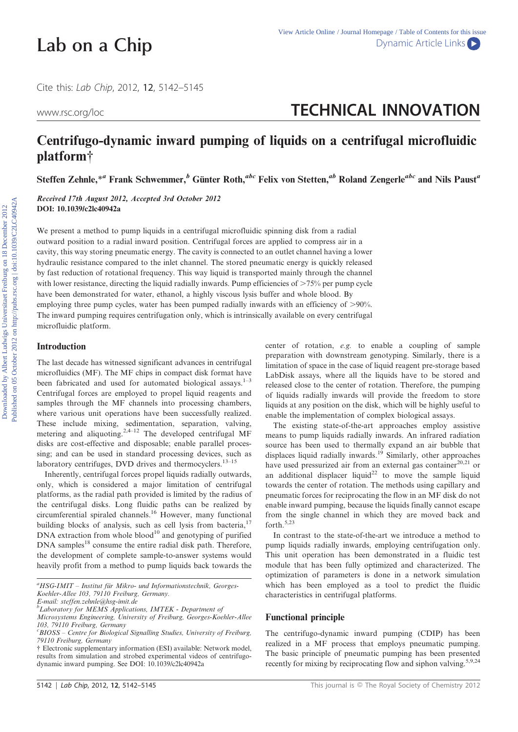# Centrifugo-dynamic inward pumping of liquids on a centrifugal microfluidic platform†

Steffen Zehnle,*[a] Frank Schwemmer,[b] Günter Roth,[abc] Felix von Stetten,[ab] Roland Zengerle[abc] and Nils Paust[a]

*Received 17th August 2012, Accepted 3rd October 2012*
**DOI: 10.1039/c2lc40942a**

We present a method to pump liquids in a centrifugal microfluidic spinning disk from a radial outward position to a radial inward position. Centrifugal forces are applied to compress air in a cavity, this way storing pneumatic energy. The cavity is connected to an outlet channel having a lower hydraulic resistance compared to the inlet channel. The stored pneumatic energy is quickly released by fast reduction of rotational frequency. This way liquid is transported mainly through the channel with lower resistance, directing the liquid radially inwards. Pump efficiencies of >75% per pump cycle have been demonstrated for water, ethanol, a highly viscous lysis buffer and whole blood. By employing three pump cycles, water has been pumped radially inwards with an efficiency of >90%. The inward pumping requires centrifugation only, which is intrinsically available on every centrifugal microfluidic platform.

## Introduction

The last decade has witnessed significant advances in centrifugal microfluidics (MF). The MF chips in compact disk format have been fabricated and used for automated biological assays.[1–3] Centrifugal forces are employed to propel liquid reagents and samples through the MF channels into processing chambers, where various unit operations have been successfully realized. These include mixing, sedimentation, separation, valving, metering and aliquoting.[2,4–12] The developed centrifugal MF disks are cost-effective and disposable; enable parallel processing; and can be used in standard processing devices, such as laboratory centrifuges, DVD drives and thermocyclers.[13–15]

Inherently, centrifugal forces propel liquids radially outwards, only, which is considered a major limitation of centrifugal platforms, as the radial path provided is limited by the radius of the centrifugal disks. Long fluidic paths can be realized by circumferential spiraled channels.[16] However, many functional building blocks of analysis, such as cell lysis from bacteria,[17] DNA extraction from whole blood[10] and genotyping of purified DNA samples[18] consume the entire radial disk path. Therefore, the development of complete sample-to-answer systems would heavily profit from a method to pump liquids back towards the center of rotation, *e.g.* to enable a coupling of sample preparation with downstream genotyping. Similarly, there is a limitation of space in the case of liquid reagent pre-storage based LabDisk assays, where all the liquids have to be stored and released close to the center of rotation. Therefore, the pumping of liquids radially inwards will provide the freedom to store liquids at any position on the disk, which will be highly useful to enable the implementation of complex biological assays.

The existing state-of-the-art approaches employ assistive means to pump liquids radially inwards. An infrared radiation source has been used to thermally expand an air bubble that displaces liquid radially inwards.[19] Similarly, other approaches have used pressurized air from an external gas container[20,21] or an additional displacer liquid[22] to move the sample liquid towards the center of rotation. The methods using capillary and pneumatic forces for reciprocating the flow in an MF disk do not enable inward pumping, because the liquids finally cannot escape from the single channel in which they are moved back and forth.[5,23]

In contrast to the state-of-the-art we introduce a method to pump liquids radially inwards, employing centrifugation only. This unit operation has been demonstrated in a fluidic test module that has been fully optimized and characterized. The optimization of parameters is done in a network simulation which has been employed as a tool to predict the fluidic characteristics in centrifugal platforms.

## Functional principle

The centrifugo-dynamic inward pumping (CDIP) has been realized in a MF process that employs pneumatic pumping. The basic principle of pneumatic pumping has been presented recently for mixing by reciprocating flow and siphon valving.[5,9,24]

[a] *HSG-IMIT – Institut für Mikro- und Informationstechnik, Georges-Koehler-Allee 103, 79110 Freiburg, Germany. E-mail: steffen.zehnle@hsg-imit.de*
[b] *Laboratory for MEMS Applications, IMTEK - Department of Microsystems Engineering, University of Freiburg, Georges-Koehler-Allee 103, 79110 Freiburg, Germany*
[c] *BIOSS – Centre for Biological Signalling Studies, University of Freiburg, 79110 Freiburg, Germany*
† Electronic supplementary information (ESI) available: Network model, results from simulation and strobed experimental videos of centrifugo-dynamic inward pumping. See DOI: 10.1039/c2lc40942a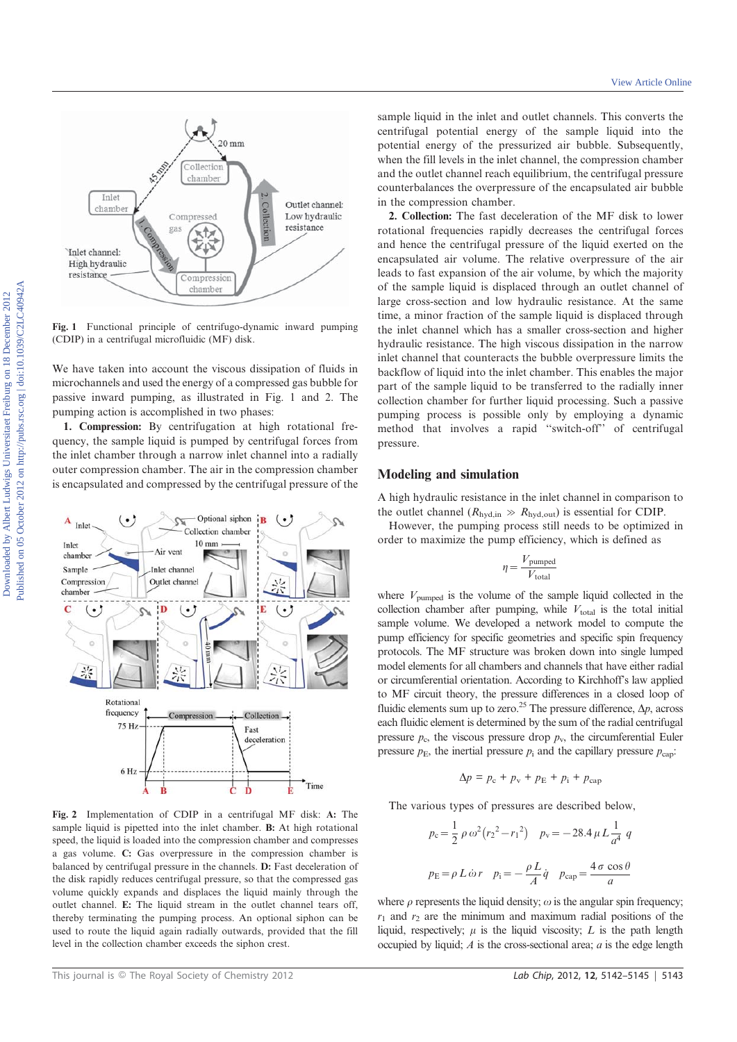Fig. 1 Functional principle of centrifugo-dynamic inward pumping (CDIP) in a centrifugal microfluidic (MF) disk.

We have taken into account the viscous dissipation of fluids in microchannels and used the energy of a compressed gas bubble for passive inward pumping, as illustrated in Fig. 1 and 2. The pumping action is accomplished in two phases:

**1. Compression:** By centrifugation at high rotational frequency, the sample liquid is pumped by centrifugal forces from the inlet chamber through a narrow inlet channel into a radially outer compression chamber. The air in the compression chamber is encapsulated and compressed by the centrifugal pressure of the sample liquid in the inlet and outlet channels. This converts the centrifugal potential energy of the sample liquid into the potential energy of the pressurized air bubble. Subsequently, when the fill levels in the inlet channel, the compression chamber and the outlet channel reach equilibrium, the centrifugal pressure counterbalances the overpressure of the encapsulated air bubble in the compression chamber.

**2. Collection:** The fast deceleration of the MF disk to lower rotational frequencies rapidly decreases the centrifugal forces and hence the centrifugal pressure of the liquid exerted on the encapsulated air volume. The relative overpressure of the air leads to fast expansion of the air volume, by which the majority of the sample liquid is displaced through an outlet channel of large cross-section and low hydraulic resistance. At the same time, a minor fraction of the sample liquid is displaced through the inlet channel which has a smaller cross-section and higher hydraulic resistance. The high viscous dissipation in the narrow inlet channel that counteracts the bubble overpressure limits the backflow of liquid into the inlet chamber. This enables the major part of the sample liquid to be transferred to the radially inner collection chamber for further liquid processing. Such a passive pumping process is possible only by employing a dynamic method that involves a rapid "switch-off" of centrifugal pressure.

Fig. 2 Implementation of CDIP in a centrifugal MF disk: **A:** The sample liquid is pipetted into the inlet chamber. **B:** At high rotational speed, the liquid is loaded into the compression chamber and compresses a gas volume. **C:** Gas overpressure in the compression chamber is balanced by centrifugal pressure in the channels. **D:** Fast deceleration of the disk rapidly reduces centrifugal pressure, so that the compressed gas volume quickly expands and displaces the liquid mainly through the outlet channel. **E:** The liquid stream in the outlet channel tears off, thereby terminating the pumping process. An optional siphon can be used to route the liquid again radially outwards, provided that the fill level in the collection chamber exceeds the siphon crest.

## Modeling and simulation

A high hydraulic resistance in the inlet channel in comparison to the outlet channel ($R_{hyd,in} \gg R_{hyd,out}$) is essential for CDIP.

However, the pumping process still needs to be optimized in order to maximize the pump efficiency, which is defined as

$$\eta = \frac{V_{pumped}}{V_{total}}$$

where $V_{pumped}$ is the volume of the sample liquid collected in the collection chamber after pumping, while $V_{total}$ is the total initial sample volume. We developed a network model to compute the pump efficiency for specific geometries and specific spin frequency protocols. The MF structure was broken down into single lumped model elements for all chambers and channels that have either radial or circumferential orientation. According to Kirchhoff's law applied to MF circuit theory, the pressure differences in a closed loop of fluidic elements sum up to zero.[25] The pressure difference, $\Delta p$, across each fluidic element is determined by the sum of the radial centrifugal pressure $p_c$, the viscous pressure drop $p_v$, the circumferential Euler pressure $p_E$, the inertial pressure $p_i$ and the capillary pressure $p_{cap}$:

$$\Delta p = p_c + p_v + p_E + p_i + p_{cap}$$

The various types of pressures are described below,

$$p_c = \frac{1}{2}\rho\omega^2\left(r_2{}^2 - r_1{}^2\right) \quad p_v = -28.4\,\mu L\frac{1}{a^4}\,q$$

$$p_E = \rho L\dot{\omega}r \quad p_i = -\frac{\rho L}{A}\dot{q} \quad p_{cap} = \frac{4\sigma\cos\theta}{a}$$

where $\rho$ represents the liquid density; $\omega$ is the angular spin frequency; $r_1$ and $r_2$ are the minimum and maximum radial positions of the liquid, respectively; $\mu$ is the liquid viscosity; $L$ is the path length occupied by liquid; $A$ is the cross-sectional area; $a$ is the edge length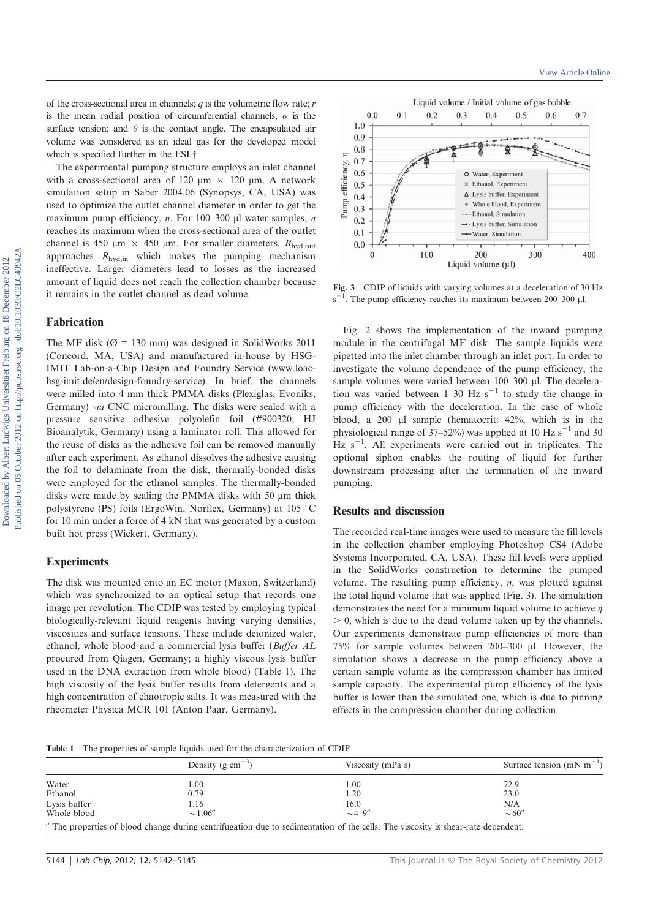of the cross-sectional area in channels; $q$ is the volumetric flow rate; $r$ is the mean radial position of circumferential channels; $\sigma$ is the surface tension; and $\theta$ is the contact angle. The encapsulated air volume was considered as an ideal gas for the developed model which is specified further in the ESI.†

The experimental pumping structure employs an inlet channel with a cross-sectional area of 120 µm × 120 µm. A network simulation setup in Saber 2004.06 (Synopsys, CA, USA) was used to optimize the outlet channel diameter in order to get the maximum pump efficiency, $\eta$. For 100–300 µl water samples, $\eta$ reaches its maximum when the cross-sectional area of the outlet channel is 450 µm × 450 µm. For smaller diameters, $R_{hyd,out}$ approaches $R_{hyd,in}$ which makes the pumping mechanism ineffective. Larger diameters lead to losses as the increased amount of liquid does not reach the collection chamber because it remains in the outlet channel as dead volume.

## Fabrication

The MF disk (Ø = 130 mm) was designed in SolidWorks 2011 (Concord, MA, USA) and manufactured in-house by HSG-IMIT Lab-on-a-Chip Design and Foundry Service (www.loac-hsg-imit.de/en/design-foundry-service). In brief, the channels were milled into 4 mm thick PMMA disks (Plexiglas, Evoniks, Germany) *via* CNC micromilling. The disks were sealed with a pressure sensitive adhesive polyolefin foil (#900320, HJ Bioanalytik, Germany) using a laminator roll. This allowed for the reuse of disks as the adhesive foil can be removed manually after each experiment. As ethanol dissolves the adhesive causing the foil to delaminate from the disk, thermally-bonded disks were employed for the ethanol samples. The thermally-bonded disks were made by sealing the PMMA disks with 50 µm thick polystyrene (PS) foils (ErgoWin, Norflex, Germany) at 105 °C for 10 min under a force of 4 kN that was generated by a custom built hot press (Wickert, Germany).

## Experiments

The disk was mounted onto an EC motor (Maxon, Switzerland) which was synchronized to an optical setup that records one image per revolution. The CDIP was tested by employing typical biologically-relevant liquid reagents having varying densities, viscosities and surface tensions. These include deionized water, ethanol, whole blood and a commercial lysis buffer (*Buffer AL* procured from Qiagen, Germany; a highly viscous lysis buffer used in the DNA extraction from whole blood) (Table 1). The high viscosity of the lysis buffer results from detergents and a high concentration of chaotropic salts. It was measured with the rheometer Physica MCR 101 (Anton Paar, Germany).

**Fig. 3** CDIP of liquids with varying volumes at a deceleration of 30 Hz $s^{-1}$. The pump efficiency reaches its maximum between 200–300 µl.

Fig. 2 shows the implementation of the inward pumping module in the centrifugal MF disk. The sample liquids were pipetted into the inlet chamber through an inlet port. In order to investigate the volume dependence of the pump efficiency, the sample volumes were varied between 100–300 µl. The deceleration was varied between 1–30 Hz $s^{-1}$ to study the change in pump efficiency with the deceleration. In the case of whole blood, a 200 µl sample (hematocrit: 42%, which is in the physiological range of 37–52%) was applied at 10 Hz $s^{-1}$ and 30 Hz $s^{-1}$. All experiments were carried out in triplicates. The optional siphon enables the routing of liquid for further downstream processing after the termination of the inward pumping.

## Results and discussion

The recorded real-time images were used to measure the fill levels in the collection chamber employing Photoshop CS4 (Adobe Systems Incorporated, CA, USA). These fill levels were applied in the SolidWorks construction to determine the pumped volume. The resulting pump efficiency, $\eta$, was plotted against the total liquid volume that was applied (Fig. 3). The simulation demonstrates the need for a minimum liquid volume to achieve $\eta > 0$, which is due to the dead volume taken up by the channels. Our experiments demonstrate pump efficiencies of more than 75% for sample volumes between 200–300 µl. However, the simulation shows a decrease in the pump efficiency above a certain sample volume as the compression chamber has limited sample capacity. The experimental pump efficiency of the lysis buffer is lower than the simulated one, which is due to pinning effects in the compression chamber during collection.

**Table 1** The properties of sample liquids used for the characterization of CDIP

| | Density (g $cm^{-3}$) | Viscosity (mPa s) | Surface tension (mN $m^{-1}$) |
|---|---|---|---|
| Water | 1.00 | 1.00 | 72.9 |
| Ethanol | 0.79 | 1.20 | 23.0 |
| Lysis buffer | 1.16 | 16.0 | N/A |
| Whole blood | ~1.06[a] | ~4–9[a] | ~60[a] |

[a] The properties of blood change during centrifugation due to sedimentation of the cells. The viscosity is shear-rate dependent.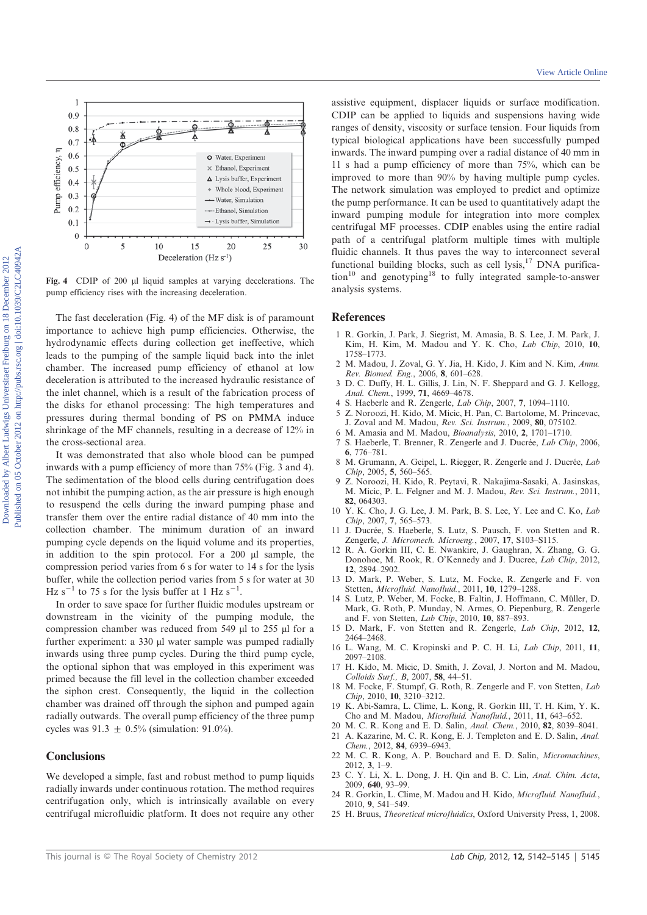1
0.9
0.8
0.7
0.6
0.5
0.4
0.3
0.2
0.1
0
Pump efficiency, η
0 5 10 15 20 25 30
Deceleration (Hz s$^{-1}$)
Water, Experiment
Ethanol, Experiment
Lysis buffer, Experiment
Whole blood, Experiment
Water, Simulation
Ethanol, Simulation
Lysis buffer, Simulation

**Fig. 4** CDIP of 200 μl liquid samples at varying decelerations. The pump efficiency rises with the increasing deceleration.

The fast deceleration (Fig. 4) of the MF disk is of paramount importance to achieve high pump efficiencies. Otherwise, the hydrodynamic effects during collection get ineffective, which leads to the pumping of the sample liquid back into the inlet chamber. The increased pump efficiency of ethanol at low deceleration is attributed to the increased hydraulic resistance of the inlet channel, which is a result of the fabrication process of the disks for ethanol processing: The high temperatures and pressures during thermal bonding of PS on PMMA induce shrinkage of the MF channels, resulting in a decrease of 12% in the cross-sectional area.

It was demonstrated that also whole blood can be pumped inwards with a pump efficiency of more than 75% (Fig. 3 and 4). The sedimentation of the blood cells during centrifugation does not inhibit the pumping action, as the air pressure is high enough to resuspend the cells during the inward pumping phase and transfer them over the entire radial distance of 40 mm into the collection chamber. The minimum duration of an inward pumping cycle depends on the liquid volume and its properties, in addition to the spin protocol. For a 200 μl sample, the compression period varies from 6 s for water to 14 s for the lysis buffer, while the collection period varies from 5 s for water at 30 Hz s$^{-1}$ to 75 s for the lysis buffer at 1 Hz s$^{-1}$.

In order to save space for further fluidic modules upstream or downstream in the vicinity of the pumping module, the compression chamber was reduced from 549 μl to 255 μl for a further experiment: a 330 μl water sample was pumped radially inwards using three pump cycles. During the third pump cycle, the optional siphon that was employed in this experiment was primed because the fill level in the collection chamber exceeded the siphon crest. Consequently, the liquid in the collection chamber was drained off through the siphon and pumped again radially outwards. The overall pump efficiency of the three pump cycles was 91.3 ± 0.5% (simulation: 91.0%).

## Conclusions

We developed a simple, fast and robust method to pump liquids radially inwards under continuous rotation. The method requires centrifugation only, which is intrinsically available on every centrifugal microfluidic platform. It does not require any other assistive equipment, displacer liquids or surface modification. CDIP can be applied to liquids and suspensions having wide ranges of density, viscosity or surface tension. Four liquids from typical biological applications have been successfully pumped inwards. The inward pumping over a radial distance of 40 mm in 11 s had a pump efficiency of more than 75%, which can be improved to more than 90% by having multiple pump cycles. The network simulation was employed to predict and optimize the pump performance. It can be used to quantitatively adapt the inward pumping module for integration into more complex centrifugal MF processes. CDIP enables using the entire radial path of a centrifugal platform multiple times with multiple fluidic channels. It thus paves the way to interconnect several functional building blocks, such as cell lysis,[17] DNA purification[10] and genotyping[18] to fully integrated sample-to-answer analysis systems.

## References

1. R. Gorkin, J. Park, J. Siegrist, M. Amasia, B. S. Lee, J. M. Park, J. Kim, H. Kim, M. Madou and Y. K. Cho, *Lab Chip*, 2010, **10**, 1758–1773.
2. M. Madou, J. Zoval, G. Y. Jia, H. Kido, J. Kim and N. Kim, *Annu. Rev. Biomed. Eng.*, 2006, **8**, 601–628.
3. D. C. Duffy, H. L. Gillis, J. Lin, N. F. Sheppard and G. J. Kellogg, *Anal. Chem.*, 1999, **71**, 4669–4678.
4. S. Haeberle and R. Zengerle, *Lab Chip*, 2007, **7**, 1094–1110.
5. Z. Noroozi, H. Kido, M. Micic, H. Pan, C. Bartolome, M. Princevac, J. Zoval and M. Madou, *Rev. Sci. Instrum.*, 2009, **80**, 075102.
6. M. Amasia and M. Madou, *Bioanalysis*, 2010, **2**, 1701–1710.
7. S. Haeberle, T. Brenner, R. Zengerle and J. Ducrée, *Lab Chip*, 2006, **6**, 776–781.
8. M. Grumann, A. Geipel, L. Riegger, R. Zengerle and J. Ducrée, *Lab Chip*, 2005, **5**, 560–565.
9. Z. Noroozi, H. Kido, R. Peytavi, R. Nakajima-Sasaki, A. Jasinskas, M. Micic, P. L. Felgner and M. J. Madou, *Rev. Sci. Instrum.*, 2011, **82**, 064303.
10. Y. K. Cho, J. G. Lee, J. M. Park, B. S. Lee, Y. Lee and C. Ko, *Lab Chip*, 2007, **7**, 565–573.
11. J. Ducrée, S. Haeberle, S. Lutz, S. Pausch, F. von Stetten and R. Zengerle, *J. Micromech. Microeng.*, 2007, **17**, S103–S115.
12. R. A. Gorkin III, C. E. Nwankire, J. Gaughran, X. Zhang, G. G. Donohoe, M. Rook, R. O'Kennedy and J. Ducree, *Lab Chip*, 2012, **12**, 2894–2902.
13. D. Mark, P. Weber, S. Lutz, M. Focke, R. Zengerle and F. von Stetten, *Microfluid. Nanofluid.*, 2011, **10**, 1279–1288.
14. S. Lutz, P. Weber, M. Focke, B. Faltin, J. Hoffmann, C. Müller, D. Mark, G. Roth, P. Munday, N. Armes, O. Piepenburg, R. Zengerle and F. von Stetten, *Lab Chip*, 2010, **10**, 887–893.
15. D. Mark, F. von Stetten and R. Zengerle, *Lab Chip*, 2012, **12**, 2464–2468.
16. L. Wang, M. C. Kropinski and P. C. H. Li, *Lab Chip*, 2011, **11**, 2097–2108.
17. H. Kido, M. Micic, D. Smith, J. Zoval, J. Norton and M. Madou, *Colloids Surf., B*, 2007, **58**, 44–51.
18. M. Focke, F. Stumpf, G. Roth, R. Zengerle and F. von Stetten, *Lab Chip*, 2010, **10**, 3210–3212.
19. K. Abi-Samra, L. Clime, L. Kong, R. Gorkin III, T. H. Kim, Y. K. Cho and M. Madou, *Microfluid. Nanofluid.*, 2011, **11**, 643–652.
20. M. C. R. Kong and E. D. Salin, *Anal. Chem.*, 2010, **82**, 8039–8041.
21. A. Kazarine, M. C. R. Kong, E. J. Templeton and E. D. Salin, *Anal. Chem.*, 2012, **84**, 6939–6943.
22. M. C. R. Kong, A. P. Bouchard and E. D. Salin, *Micromachines*, 2012, **3**, 1–9.
23. C. Y. Li, X. L. Dong, J. H. Qin and B. C. Lin, *Anal. Chim. Acta*, 2009, **640**, 93–99.
24. R. Gorkin, L. Clime, M. Madou and H. Kido, *Microfluid. Nanofluid.*, 2010, **9**, 541–549.
25. H. Bruus, *Theoretical microfluidics*, Oxford University Press, 1, 2008.